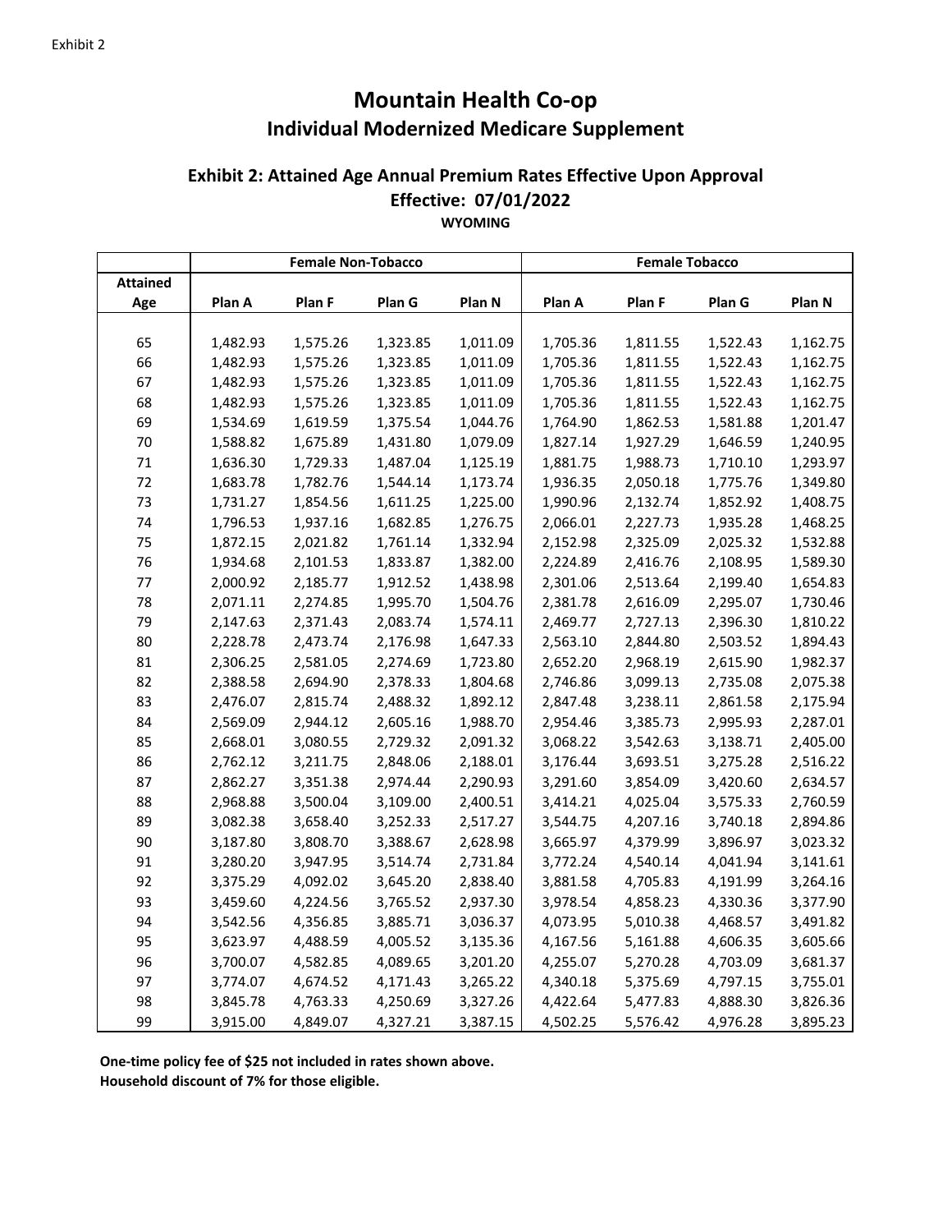Exhibit 2

# Mountain Health Co-op

## Individual Modernized Medicare Supplement

### Exhibit 2: Attained Age Annual Premium Rates Effective Upon Approval

**Effective: 07/01/2022**

**WYOMING**

| | Female Non-Tobacco | | | | Female Tobacco | | | |
|---|---|---|---|---|---|---|---|---|
| **Attained Age** | **Plan A** | **Plan F** | **Plan G** | **Plan N** | **Plan A** | **Plan F** | **Plan G** | **Plan N** |
| 65 | 1,482.93 | 1,575.26 | 1,323.85 | 1,011.09 | 1,705.36 | 1,811.55 | 1,522.43 | 1,162.75 |
| 66 | 1,482.93 | 1,575.26 | 1,323.85 | 1,011.09 | 1,705.36 | 1,811.55 | 1,522.43 | 1,162.75 |
| 67 | 1,482.93 | 1,575.26 | 1,323.85 | 1,011.09 | 1,705.36 | 1,811.55 | 1,522.43 | 1,162.75 |
| 68 | 1,482.93 | 1,575.26 | 1,323.85 | 1,011.09 | 1,705.36 | 1,811.55 | 1,522.43 | 1,162.75 |
| 69 | 1,534.69 | 1,619.59 | 1,375.54 | 1,044.76 | 1,764.90 | 1,862.53 | 1,581.88 | 1,201.47 |
| 70 | 1,588.82 | 1,675.89 | 1,431.80 | 1,079.09 | 1,827.14 | 1,927.29 | 1,646.59 | 1,240.95 |
| 71 | 1,636.30 | 1,729.33 | 1,487.04 | 1,125.19 | 1,881.75 | 1,988.73 | 1,710.10 | 1,293.97 |
| 72 | 1,683.78 | 1,782.76 | 1,544.14 | 1,173.74 | 1,936.35 | 2,050.18 | 1,775.76 | 1,349.80 |
| 73 | 1,731.27 | 1,854.56 | 1,611.25 | 1,225.00 | 1,990.96 | 2,132.74 | 1,852.92 | 1,408.75 |
| 74 | 1,796.53 | 1,937.16 | 1,682.85 | 1,276.75 | 2,066.01 | 2,227.73 | 1,935.28 | 1,468.25 |
| 75 | 1,872.15 | 2,021.82 | 1,761.14 | 1,332.94 | 2,152.98 | 2,325.09 | 2,025.32 | 1,532.88 |
| 76 | 1,934.68 | 2,101.53 | 1,833.87 | 1,382.00 | 2,224.89 | 2,416.76 | 2,108.95 | 1,589.30 |
| 77 | 2,000.92 | 2,185.77 | 1,912.52 | 1,438.98 | 2,301.06 | 2,513.64 | 2,199.40 | 1,654.83 |
| 78 | 2,071.11 | 2,274.85 | 1,995.70 | 1,504.76 | 2,381.78 | 2,616.09 | 2,295.07 | 1,730.46 |
| 79 | 2,147.63 | 2,371.43 | 2,083.74 | 1,574.11 | 2,469.77 | 2,727.13 | 2,396.30 | 1,810.22 |
| 80 | 2,228.78 | 2,473.74 | 2,176.98 | 1,647.33 | 2,563.10 | 2,844.80 | 2,503.52 | 1,894.43 |
| 81 | 2,306.25 | 2,581.05 | 2,274.69 | 1,723.80 | 2,652.20 | 2,968.19 | 2,615.90 | 1,982.37 |
| 82 | 2,388.58 | 2,694.90 | 2,378.33 | 1,804.68 | 2,746.86 | 3,099.13 | 2,735.08 | 2,075.38 |
| 83 | 2,476.07 | 2,815.74 | 2,488.32 | 1,892.12 | 2,847.48 | 3,238.11 | 2,861.58 | 2,175.94 |
| 84 | 2,569.09 | 2,944.12 | 2,605.16 | 1,988.70 | 2,954.46 | 3,385.73 | 2,995.93 | 2,287.01 |
| 85 | 2,668.01 | 3,080.55 | 2,729.32 | 2,091.32 | 3,068.22 | 3,542.63 | 3,138.71 | 2,405.00 |
| 86 | 2,762.12 | 3,211.75 | 2,848.06 | 2,188.01 | 3,176.44 | 3,693.51 | 3,275.28 | 2,516.22 |
| 87 | 2,862.27 | 3,351.38 | 2,974.44 | 2,290.93 | 3,291.60 | 3,854.09 | 3,420.60 | 2,634.57 |
| 88 | 2,968.88 | 3,500.04 | 3,109.00 | 2,400.51 | 3,414.21 | 4,025.04 | 3,575.33 | 2,760.59 |
| 89 | 3,082.38 | 3,658.40 | 3,252.33 | 2,517.27 | 3,544.75 | 4,207.16 | 3,740.18 | 2,894.86 |
| 90 | 3,187.80 | 3,808.70 | 3,388.67 | 2,628.98 | 3,665.97 | 4,379.99 | 3,896.97 | 3,023.32 |
| 91 | 3,280.20 | 3,947.95 | 3,514.74 | 2,731.84 | 3,772.24 | 4,540.14 | 4,041.94 | 3,141.61 |
| 92 | 3,375.29 | 4,092.02 | 3,645.20 | 2,838.40 | 3,881.58 | 4,705.83 | 4,191.99 | 3,264.16 |
| 93 | 3,459.60 | 4,224.56 | 3,765.52 | 2,937.30 | 3,978.54 | 4,858.23 | 4,330.36 | 3,377.90 |
| 94 | 3,542.56 | 4,356.85 | 3,885.71 | 3,036.37 | 4,073.95 | 5,010.38 | 4,468.57 | 3,491.82 |
| 95 | 3,623.97 | 4,488.59 | 4,005.52 | 3,135.36 | 4,167.56 | 5,161.88 | 4,606.35 | 3,605.66 |
| 96 | 3,700.07 | 4,582.85 | 4,089.65 | 3,201.20 | 4,255.07 | 5,270.28 | 4,703.09 | 3,681.37 |
| 97 | 3,774.07 | 4,674.52 | 4,171.43 | 3,265.22 | 4,340.18 | 5,375.69 | 4,797.15 | 3,755.01 |
| 98 | 3,845.78 | 4,763.33 | 4,250.69 | 3,327.26 | 4,422.64 | 5,477.83 | 4,888.30 | 3,826.36 |
| 99 | 3,915.00 | 4,849.07 | 4,327.21 | 3,387.15 | 4,502.25 | 5,576.42 | 4,976.28 | 3,895.23 |

**One-time policy fee of $25 not included in rates shown above.**
**Household discount of 7% for those eligible.**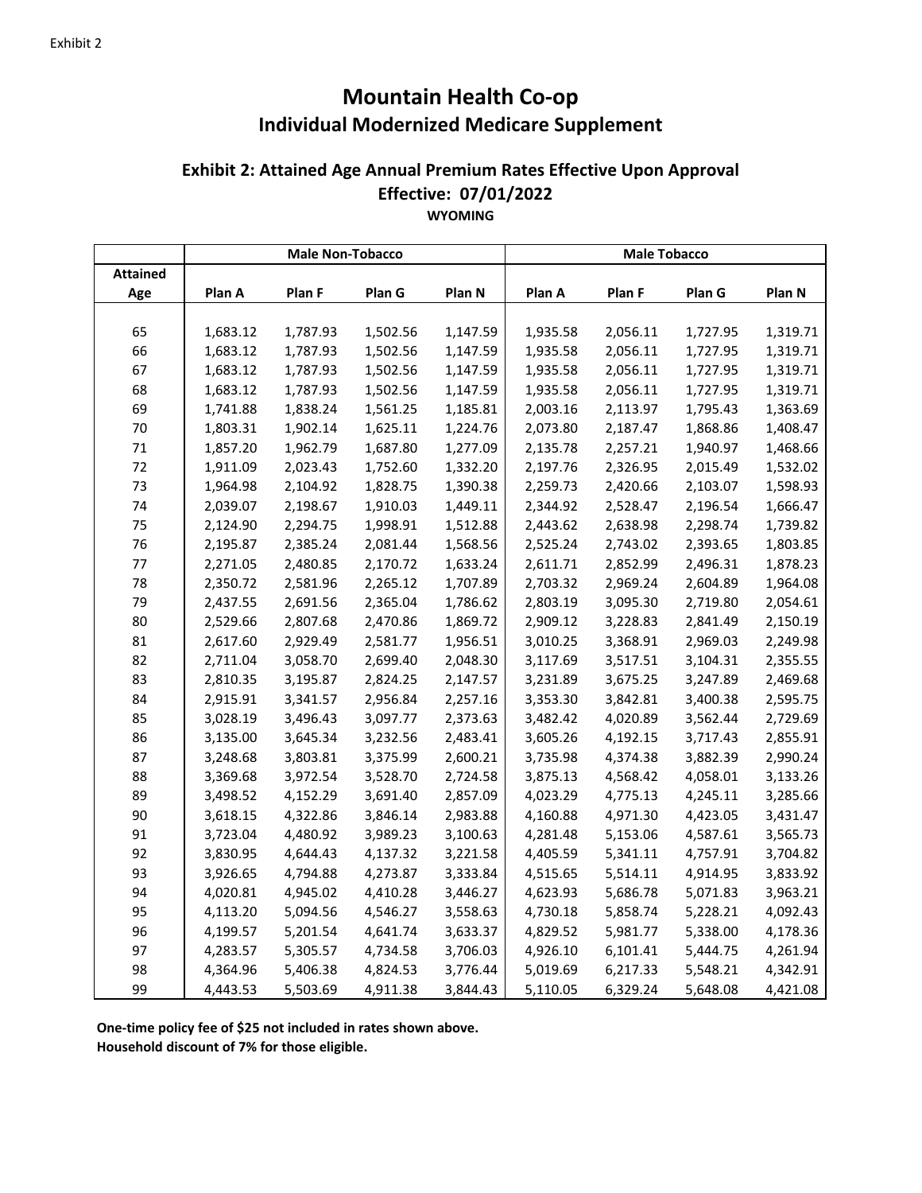Exhibit 2

# Mountain Health Co-op

## Individual Modernized Medicare Supplement

### Exhibit 2: Attained Age Annual Premium Rates Effective Upon Approval

**Effective: 07/01/2022**

**WYOMING**

| | Male Non-Tobacco | | | | Male Tobacco | | | |
|---|---|---|---|---|---|---|---|---|
| **Attained Age** | **Plan A** | **Plan F** | **Plan G** | **Plan N** | **Plan A** | **Plan F** | **Plan G** | **Plan N** |
| 65 | 1,683.12 | 1,787.93 | 1,502.56 | 1,147.59 | 1,935.58 | 2,056.11 | 1,727.95 | 1,319.71 |
| 66 | 1,683.12 | 1,787.93 | 1,502.56 | 1,147.59 | 1,935.58 | 2,056.11 | 1,727.95 | 1,319.71 |
| 67 | 1,683.12 | 1,787.93 | 1,502.56 | 1,147.59 | 1,935.58 | 2,056.11 | 1,727.95 | 1,319.71 |
| 68 | 1,683.12 | 1,787.93 | 1,502.56 | 1,147.59 | 1,935.58 | 2,056.11 | 1,727.95 | 1,319.71 |
| 69 | 1,741.88 | 1,838.24 | 1,561.25 | 1,185.81 | 2,003.16 | 2,113.97 | 1,795.43 | 1,363.69 |
| 70 | 1,803.31 | 1,902.14 | 1,625.11 | 1,224.76 | 2,073.80 | 2,187.47 | 1,868.86 | 1,408.47 |
| 71 | 1,857.20 | 1,962.79 | 1,687.80 | 1,277.09 | 2,135.78 | 2,257.21 | 1,940.97 | 1,468.66 |
| 72 | 1,911.09 | 2,023.43 | 1,752.60 | 1,332.20 | 2,197.76 | 2,326.95 | 2,015.49 | 1,532.02 |
| 73 | 1,964.98 | 2,104.92 | 1,828.75 | 1,390.38 | 2,259.73 | 2,420.66 | 2,103.07 | 1,598.93 |
| 74 | 2,039.07 | 2,198.67 | 1,910.03 | 1,449.11 | 2,344.92 | 2,528.47 | 2,196.54 | 1,666.47 |
| 75 | 2,124.90 | 2,294.75 | 1,998.91 | 1,512.88 | 2,443.62 | 2,638.98 | 2,298.74 | 1,739.82 |
| 76 | 2,195.87 | 2,385.24 | 2,081.44 | 1,568.56 | 2,525.24 | 2,743.02 | 2,393.65 | 1,803.85 |
| 77 | 2,271.05 | 2,480.85 | 2,170.72 | 1,633.24 | 2,611.71 | 2,852.99 | 2,496.31 | 1,878.23 |
| 78 | 2,350.72 | 2,581.96 | 2,265.12 | 1,707.89 | 2,703.32 | 2,969.24 | 2,604.89 | 1,964.08 |
| 79 | 2,437.55 | 2,691.56 | 2,365.04 | 1,786.62 | 2,803.19 | 3,095.30 | 2,719.80 | 2,054.61 |
| 80 | 2,529.66 | 2,807.68 | 2,470.86 | 1,869.72 | 2,909.12 | 3,228.83 | 2,841.49 | 2,150.19 |
| 81 | 2,617.60 | 2,929.49 | 2,581.77 | 1,956.51 | 3,010.25 | 3,368.91 | 2,969.03 | 2,249.98 |
| 82 | 2,711.04 | 3,058.70 | 2,699.40 | 2,048.30 | 3,117.69 | 3,517.51 | 3,104.31 | 2,355.55 |
| 83 | 2,810.35 | 3,195.87 | 2,824.25 | 2,147.57 | 3,231.89 | 3,675.25 | 3,247.89 | 2,469.68 |
| 84 | 2,915.91 | 3,341.57 | 2,956.84 | 2,257.16 | 3,353.30 | 3,842.81 | 3,400.38 | 2,595.75 |
| 85 | 3,028.19 | 3,496.43 | 3,097.77 | 2,373.63 | 3,482.42 | 4,020.89 | 3,562.44 | 2,729.69 |
| 86 | 3,135.00 | 3,645.34 | 3,232.56 | 2,483.41 | 3,605.26 | 4,192.15 | 3,717.43 | 2,855.91 |
| 87 | 3,248.68 | 3,803.81 | 3,375.99 | 2,600.21 | 3,735.98 | 4,374.38 | 3,882.39 | 2,990.24 |
| 88 | 3,369.68 | 3,972.54 | 3,528.70 | 2,724.58 | 3,875.13 | 4,568.42 | 4,058.01 | 3,133.26 |
| 89 | 3,498.52 | 4,152.29 | 3,691.40 | 2,857.09 | 4,023.29 | 4,775.13 | 4,245.11 | 3,285.66 |
| 90 | 3,618.15 | 4,322.86 | 3,846.14 | 2,983.88 | 4,160.88 | 4,971.30 | 4,423.05 | 3,431.47 |
| 91 | 3,723.04 | 4,480.92 | 3,989.23 | 3,100.63 | 4,281.48 | 5,153.06 | 4,587.61 | 3,565.73 |
| 92 | 3,830.95 | 4,644.43 | 4,137.32 | 3,221.58 | 4,405.59 | 5,341.11 | 4,757.91 | 3,704.82 |
| 93 | 3,926.65 | 4,794.88 | 4,273.87 | 3,333.84 | 4,515.65 | 5,514.11 | 4,914.95 | 3,833.92 |
| 94 | 4,020.81 | 4,945.02 | 4,410.28 | 3,446.27 | 4,623.93 | 5,686.78 | 5,071.83 | 3,963.21 |
| 95 | 4,113.20 | 5,094.56 | 4,546.27 | 3,558.63 | 4,730.18 | 5,858.74 | 5,228.21 | 4,092.43 |
| 96 | 4,199.57 | 5,201.54 | 4,641.74 | 3,633.37 | 4,829.52 | 5,981.77 | 5,338.00 | 4,178.36 |
| 97 | 4,283.57 | 5,305.57 | 4,734.58 | 3,706.03 | 4,926.10 | 6,101.41 | 5,444.75 | 4,261.94 |
| 98 | 4,364.96 | 5,406.38 | 4,824.53 | 3,776.44 | 5,019.69 | 6,217.33 | 5,548.21 | 4,342.91 |
| 99 | 4,443.53 | 5,503.69 | 4,911.38 | 3,844.43 | 5,110.05 | 6,329.24 | 5,648.08 | 4,421.08 |

**One-time policy fee of $25 not included in rates shown above.**

**Household discount of 7% for those eligible.**